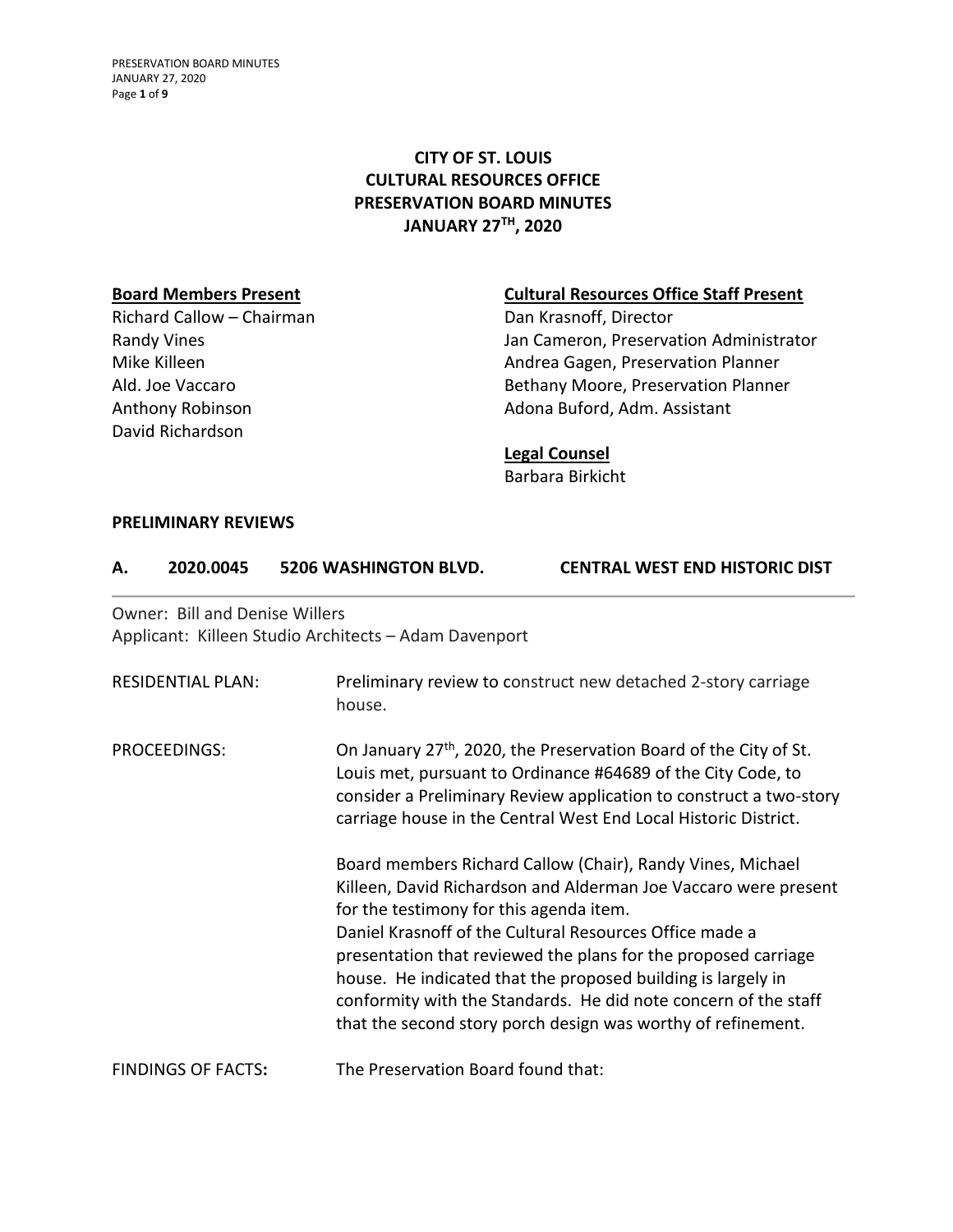# CITY OF ST. LOUIS
# CULTURAL RESOURCES OFFICE
# PRESERVATION BOARD MINUTES
# JANUARY 27TH, 2020

**Board Members Present**

Richard Callow – Chairman
Randy Vines
Mike Killeen
Ald. Joe Vaccaro
Anthony Robinson
David Richardson

**Cultural Resources Office Staff Present**

Dan Krasnoff, Director
Jan Cameron, Preservation Administrator
Andrea Gagen, Preservation Planner
Bethany Moore, Preservation Planner
Adona Buford, Adm. Assistant

**Legal Counsel**

Barbara Birkicht

## PRELIMINARY REVIEWS

### A. 2020.0045 5206 WASHINGTON BLVD. CENTRAL WEST END HISTORIC DIST

Owner: Bill and Denise Willers
Applicant: Killeen Studio Architects – Adam Davenport

RESIDENTIAL PLAN: Preliminary review to construct new detached 2-story carriage house.

PROCEEDINGS: On January 27th, 2020, the Preservation Board of the City of St. Louis met, pursuant to Ordinance #64689 of the City Code, to consider a Preliminary Review application to construct a two-story carriage house in the Central West End Local Historic District.

Board members Richard Callow (Chair), Randy Vines, Michael Killeen, David Richardson and Alderman Joe Vaccaro were present for the testimony for this agenda item.
Daniel Krasnoff of the Cultural Resources Office made a presentation that reviewed the plans for the proposed carriage house. He indicated that the proposed building is largely in conformity with the Standards. He did note concern of the staff that the second story porch design was worthy of refinement.

FINDINGS OF FACTS**:** The Preservation Board found that: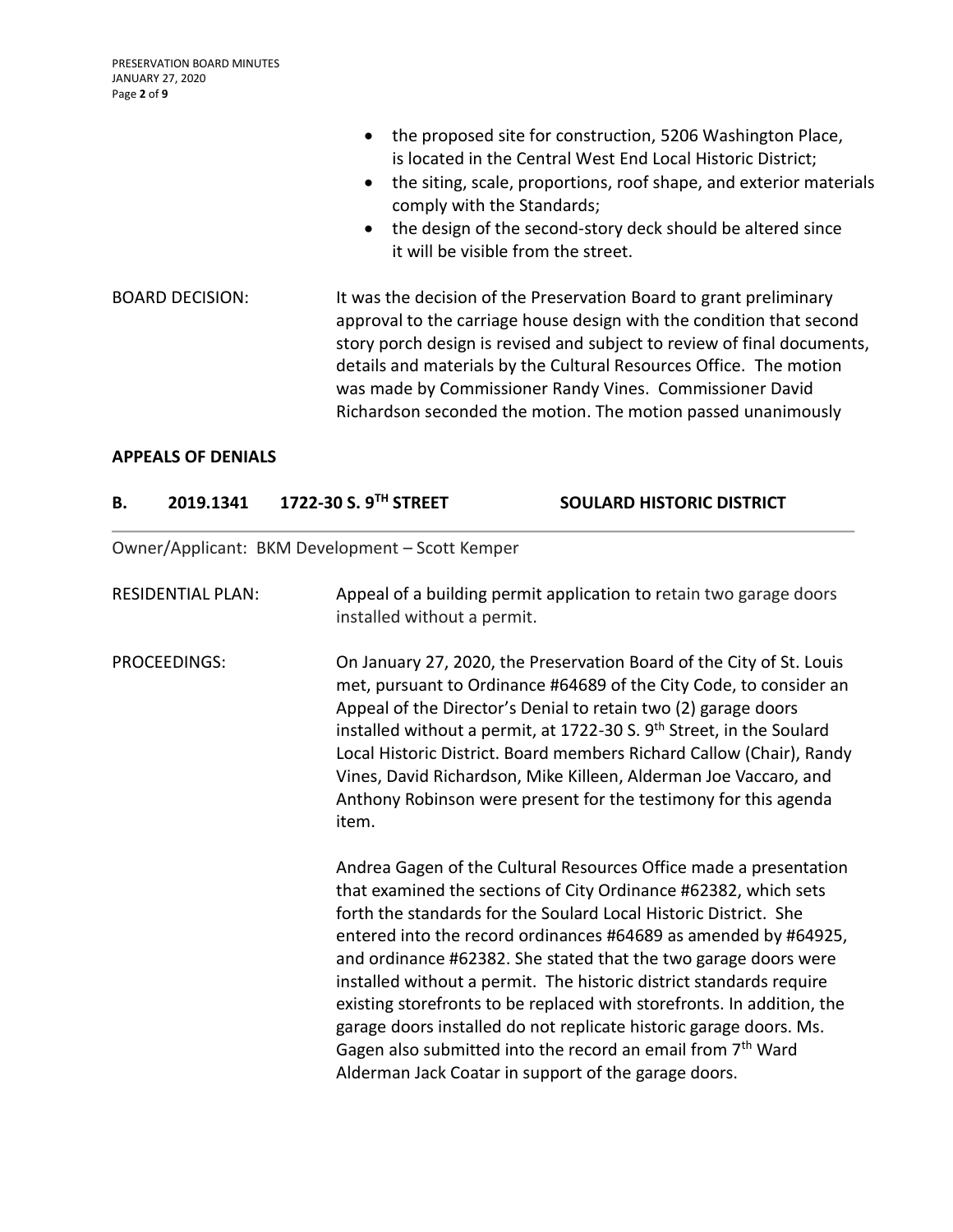- the proposed site for construction, 5206 Washington Place, is located in the Central West End Local Historic District;
- the siting, scale, proportions, roof shape, and exterior materials comply with the Standards;
- the design of the second-story deck should be altered since it will be visible from the street.

BOARD DECISION: It was the decision of the Preservation Board to grant preliminary approval to the carriage house design with the condition that second story porch design is revised and subject to review of final documents, details and materials by the Cultural Resources Office. The motion was made by Commissioner Randy Vines. Commissioner David Richardson seconded the motion. The motion passed unanimously

## APPEALS OF DENIALS

### B. 2019.1341 1722-30 S. 9TH STREET SOULARD HISTORIC DISTRICT

Owner/Applicant: BKM Development – Scott Kemper

RESIDENTIAL PLAN: Appeal of a building permit application to retain two garage doors installed without a permit.

PROCEEDINGS: On January 27, 2020, the Preservation Board of the City of St. Louis met, pursuant to Ordinance #64689 of the City Code, to consider an Appeal of the Director's Denial to retain two (2) garage doors installed without a permit, at 1722-30 S. 9th Street, in the Soulard Local Historic District. Board members Richard Callow (Chair), Randy Vines, David Richardson, Mike Killeen, Alderman Joe Vaccaro, and Anthony Robinson were present for the testimony for this agenda item.

Andrea Gagen of the Cultural Resources Office made a presentation that examined the sections of City Ordinance #62382, which sets forth the standards for the Soulard Local Historic District. She entered into the record ordinances #64689 as amended by #64925, and ordinance #62382. She stated that the two garage doors were installed without a permit. The historic district standards require existing storefronts to be replaced with storefronts. In addition, the garage doors installed do not replicate historic garage doors. Ms. Gagen also submitted into the record an email from 7th Ward Alderman Jack Coatar in support of the garage doors.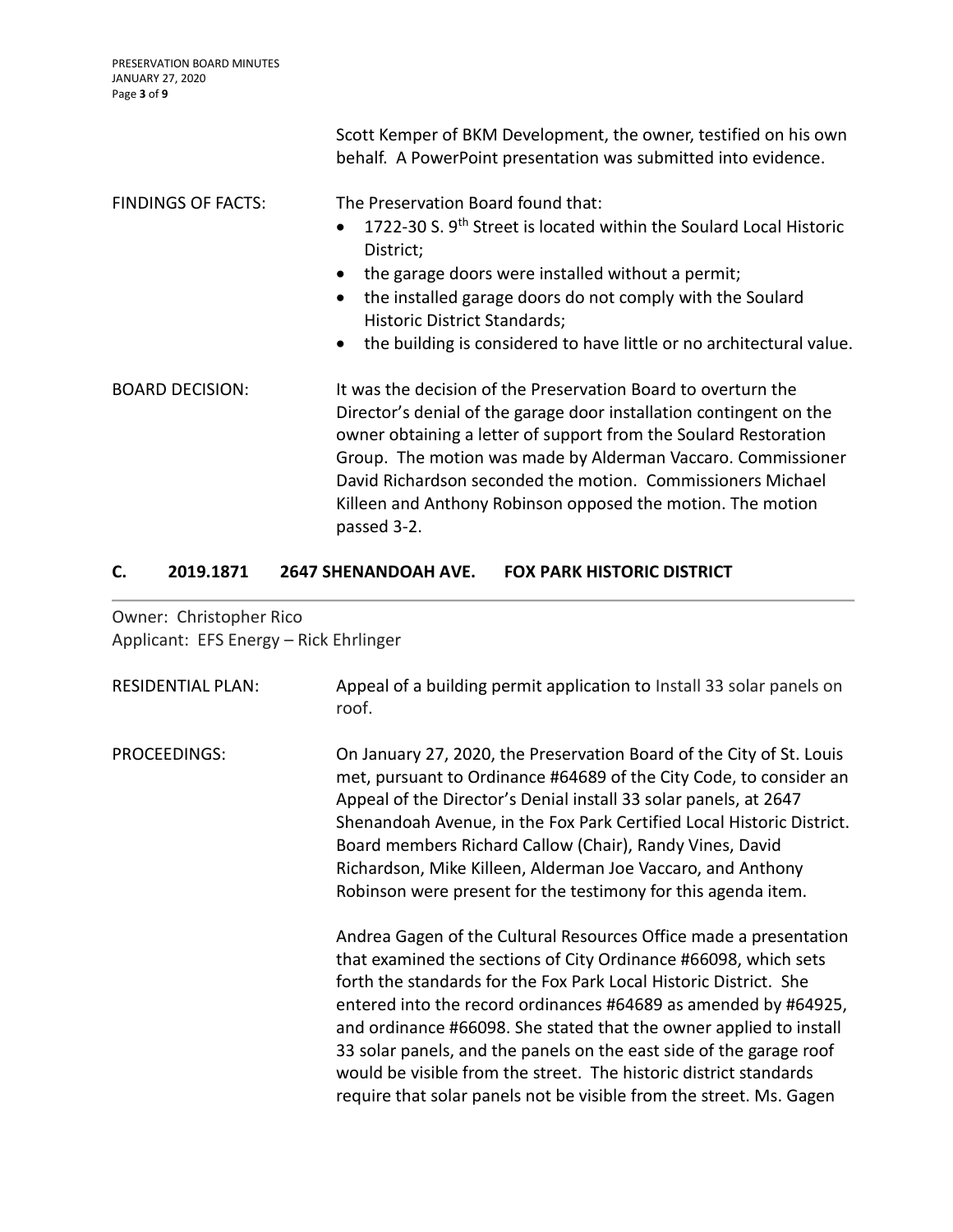Scott Kemper of BKM Development, the owner, testified on his own behalf. A PowerPoint presentation was submitted into evidence.

FINDINGS OF FACTS: The Preservation Board found that:

- 1722-30 S. 9th Street is located within the Soulard Local Historic District;
- the garage doors were installed without a permit;
- the installed garage doors do not comply with the Soulard Historic District Standards;
- the building is considered to have little or no architectural value.

BOARD DECISION: It was the decision of the Preservation Board to overturn the Director's denial of the garage door installation contingent on the owner obtaining a letter of support from the Soulard Restoration Group. The motion was made by Alderman Vaccaro. Commissioner David Richardson seconded the motion. Commissioners Michael Killeen and Anthony Robinson opposed the motion. The motion passed 3-2.

## C. 2019.1871 2647 SHENANDOAH AVE. FOX PARK HISTORIC DISTRICT

Owner: Christopher Rico
Applicant: EFS Energy – Rick Ehrlinger

RESIDENTIAL PLAN: Appeal of a building permit application to Install 33 solar panels on roof.

PROCEEDINGS: On January 27, 2020, the Preservation Board of the City of St. Louis met, pursuant to Ordinance #64689 of the City Code, to consider an Appeal of the Director's Denial install 33 solar panels, at 2647 Shenandoah Avenue, in the Fox Park Certified Local Historic District. Board members Richard Callow (Chair), Randy Vines, David Richardson, Mike Killeen, Alderman Joe Vaccaro, and Anthony Robinson were present for the testimony for this agenda item.

Andrea Gagen of the Cultural Resources Office made a presentation that examined the sections of City Ordinance #66098, which sets forth the standards for the Fox Park Local Historic District. She entered into the record ordinances #64689 as amended by #64925, and ordinance #66098. She stated that the owner applied to install 33 solar panels, and the panels on the east side of the garage roof would be visible from the street. The historic district standards require that solar panels not be visible from the street. Ms. Gagen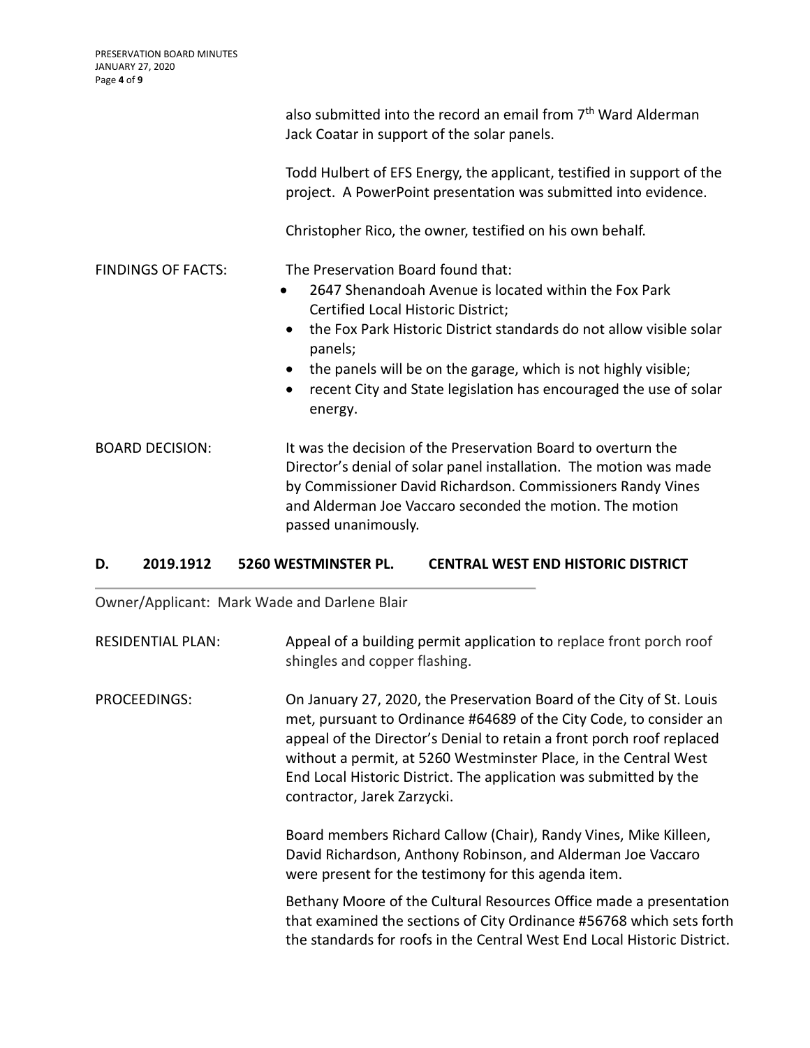also submitted into the record an email from 7th Ward Alderman Jack Coatar in support of the solar panels.

Todd Hulbert of EFS Energy, the applicant, testified in support of the project. A PowerPoint presentation was submitted into evidence.

Christopher Rico, the owner, testified on his own behalf.

FINDINGS OF FACTS: The Preservation Board found that:

- 2647 Shenandoah Avenue is located within the Fox Park Certified Local Historic District;
- the Fox Park Historic District standards do not allow visible solar panels;
- the panels will be on the garage, which is not highly visible;
- recent City and State legislation has encouraged the use of solar energy.

BOARD DECISION: It was the decision of the Preservation Board to overturn the Director's denial of solar panel installation. The motion was made by Commissioner David Richardson. Commissioners Randy Vines and Alderman Joe Vaccaro seconded the motion. The motion passed unanimously.

## D. 2019.1912 5260 WESTMINSTER PL. CENTRAL WEST END HISTORIC DISTRICT

Owner/Applicant: Mark Wade and Darlene Blair

RESIDENTIAL PLAN: Appeal of a building permit application to replace front porch roof shingles and copper flashing.

PROCEEDINGS: On January 27, 2020, the Preservation Board of the City of St. Louis met, pursuant to Ordinance #64689 of the City Code, to consider an appeal of the Director's Denial to retain a front porch roof replaced without a permit, at 5260 Westminster Place, in the Central West End Local Historic District. The application was submitted by the contractor, Jarek Zarzycki.

Board members Richard Callow (Chair), Randy Vines, Mike Killeen, David Richardson, Anthony Robinson, and Alderman Joe Vaccaro were present for the testimony for this agenda item.

Bethany Moore of the Cultural Resources Office made a presentation that examined the sections of City Ordinance #56768 which sets forth the standards for roofs in the Central West End Local Historic District.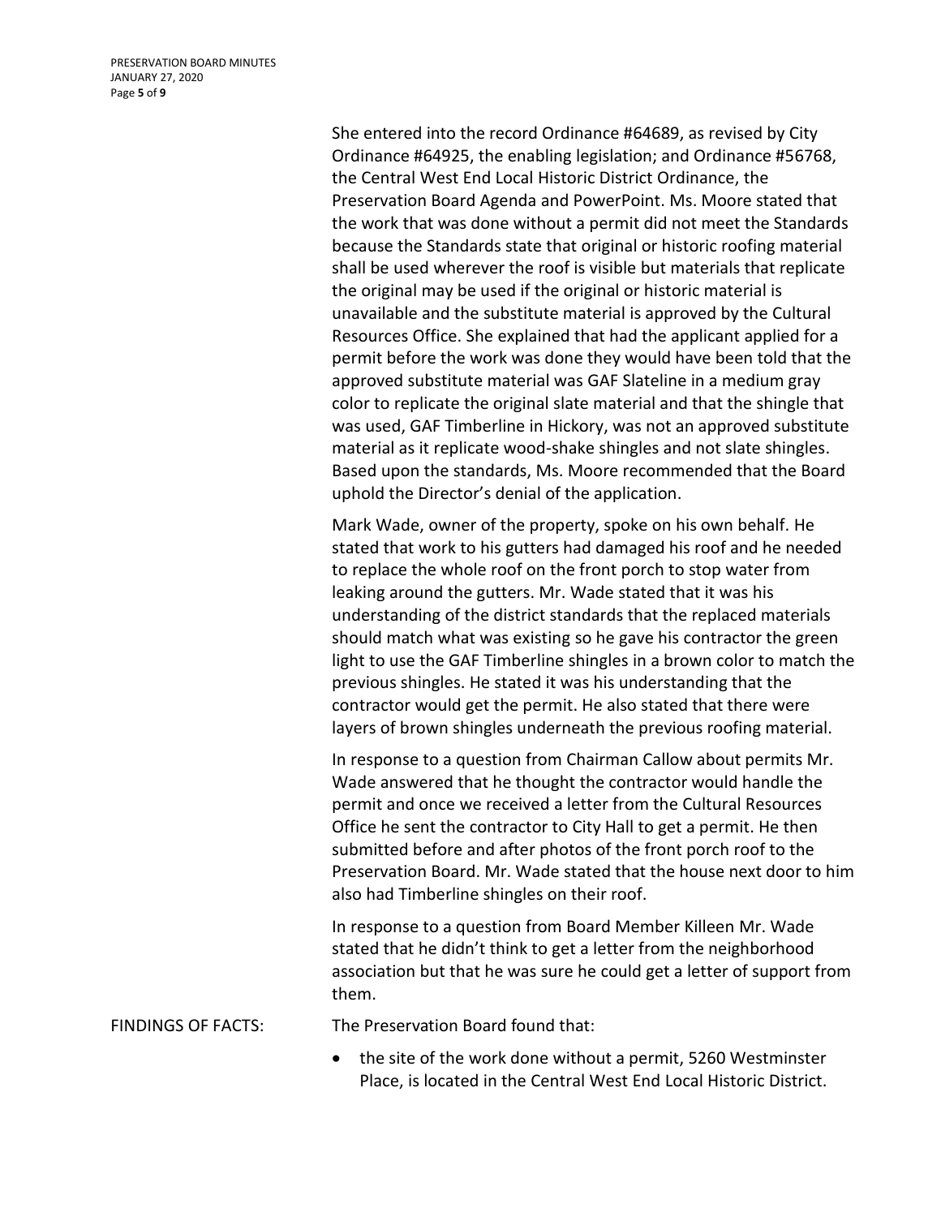She entered into the record Ordinance #64689, as revised by City Ordinance #64925, the enabling legislation; and Ordinance #56768, the Central West End Local Historic District Ordinance, the Preservation Board Agenda and PowerPoint. Ms. Moore stated that the work that was done without a permit did not meet the Standards because the Standards state that original or historic roofing material shall be used wherever the roof is visible but materials that replicate the original may be used if the original or historic material is unavailable and the substitute material is approved by the Cultural Resources Office. She explained that had the applicant applied for a permit before the work was done they would have been told that the approved substitute material was GAF Slateline in a medium gray color to replicate the original slate material and that the shingle that was used, GAF Timberline in Hickory, was not an approved substitute material as it replicate wood-shake shingles and not slate shingles. Based upon the standards, Ms. Moore recommended that the Board uphold the Director's denial of the application.

Mark Wade, owner of the property, spoke on his own behalf. He stated that work to his gutters had damaged his roof and he needed to replace the whole roof on the front porch to stop water from leaking around the gutters. Mr. Wade stated that it was his understanding of the district standards that the replaced materials should match what was existing so he gave his contractor the green light to use the GAF Timberline shingles in a brown color to match the previous shingles. He stated it was his understanding that the contractor would get the permit. He also stated that there were layers of brown shingles underneath the previous roofing material.

In response to a question from Chairman Callow about permits Mr. Wade answered that he thought the contractor would handle the permit and once we received a letter from the Cultural Resources Office he sent the contractor to City Hall to get a permit. He then submitted before and after photos of the front porch roof to the Preservation Board. Mr. Wade stated that the house next door to him also had Timberline shingles on their roof.

In response to a question from Board Member Killeen Mr. Wade stated that he didn't think to get a letter from the neighborhood association but that he was sure he could get a letter of support from them.

FINDINGS OF FACTS: The Preservation Board found that:

- the site of the work done without a permit, 5260 Westminster Place, is located in the Central West End Local Historic District.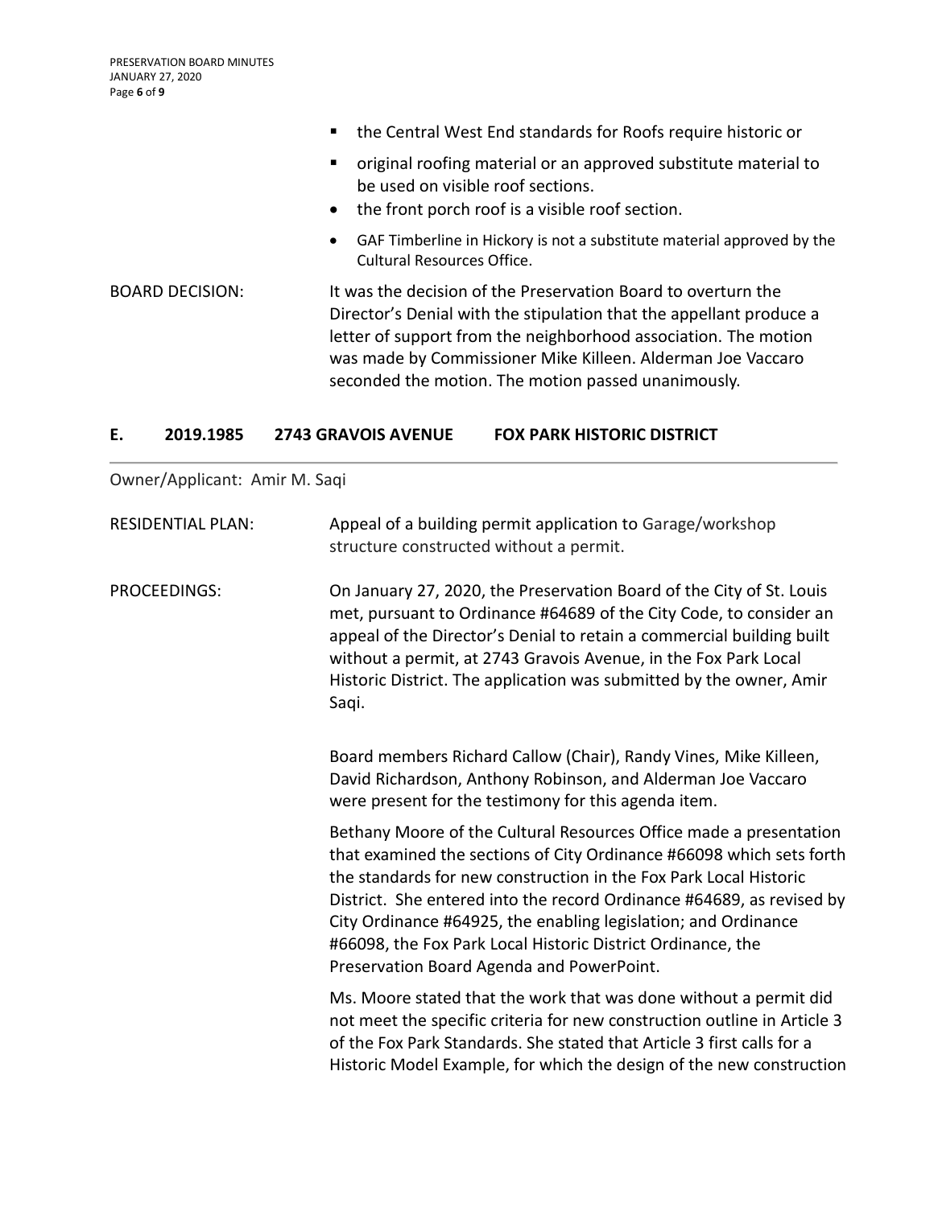- the Central West End standards for Roofs require historic or
- original roofing material or an approved substitute material to be used on visible roof sections.
- the front porch roof is a visible roof section.
- GAF Timberline in Hickory is not a substitute material approved by the Cultural Resources Office.

BOARD DECISION: It was the decision of the Preservation Board to overturn the Director's Denial with the stipulation that the appellant produce a letter of support from the neighborhood association. The motion was made by Commissioner Mike Killeen. Alderman Joe Vaccaro seconded the motion. The motion passed unanimously.

## E. 2019.1985 2743 GRAVOIS AVENUE FOX PARK HISTORIC DISTRICT

Owner/Applicant: Amir M. Saqi

RESIDENTIAL PLAN: Appeal of a building permit application to Garage/workshop structure constructed without a permit.

PROCEEDINGS: On January 27, 2020, the Preservation Board of the City of St. Louis met, pursuant to Ordinance #64689 of the City Code, to consider an appeal of the Director's Denial to retain a commercial building built without a permit, at 2743 Gravois Avenue, in the Fox Park Local Historic District. The application was submitted by the owner, Amir Saqi.

Board members Richard Callow (Chair), Randy Vines, Mike Killeen, David Richardson, Anthony Robinson, and Alderman Joe Vaccaro were present for the testimony for this agenda item.

Bethany Moore of the Cultural Resources Office made a presentation that examined the sections of City Ordinance #66098 which sets forth the standards for new construction in the Fox Park Local Historic District. She entered into the record Ordinance #64689, as revised by City Ordinance #64925, the enabling legislation; and Ordinance #66098, the Fox Park Local Historic District Ordinance, the Preservation Board Agenda and PowerPoint.

Ms. Moore stated that the work that was done without a permit did not meet the specific criteria for new construction outline in Article 3 of the Fox Park Standards. She stated that Article 3 first calls for a Historic Model Example, for which the design of the new construction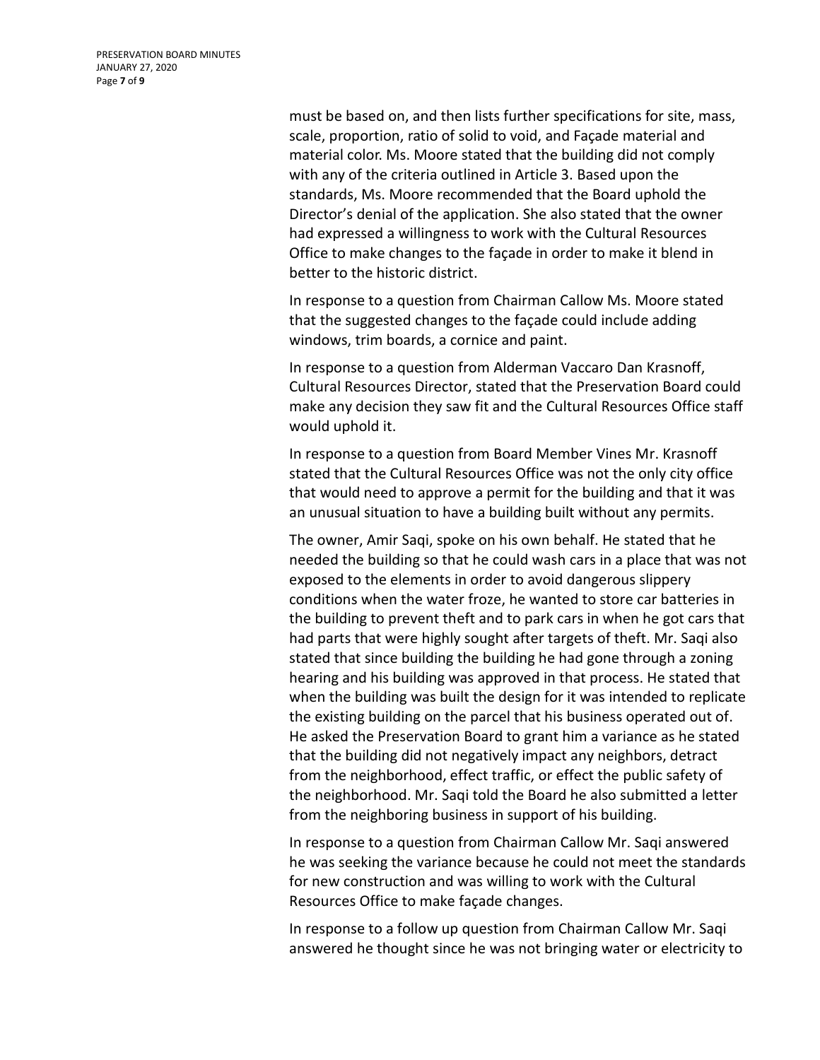must be based on, and then lists further specifications for site, mass, scale, proportion, ratio of solid to void, and Façade material and material color. Ms. Moore stated that the building did not comply with any of the criteria outlined in Article 3. Based upon the standards, Ms. Moore recommended that the Board uphold the Director's denial of the application. She also stated that the owner had expressed a willingness to work with the Cultural Resources Office to make changes to the façade in order to make it blend in better to the historic district.

In response to a question from Chairman Callow Ms. Moore stated that the suggested changes to the façade could include adding windows, trim boards, a cornice and paint.

In response to a question from Alderman Vaccaro Dan Krasnoff, Cultural Resources Director, stated that the Preservation Board could make any decision they saw fit and the Cultural Resources Office staff would uphold it.

In response to a question from Board Member Vines Mr. Krasnoff stated that the Cultural Resources Office was not the only city office that would need to approve a permit for the building and that it was an unusual situation to have a building built without any permits.

The owner, Amir Saqi, spoke on his own behalf. He stated that he needed the building so that he could wash cars in a place that was not exposed to the elements in order to avoid dangerous slippery conditions when the water froze, he wanted to store car batteries in the building to prevent theft and to park cars in when he got cars that had parts that were highly sought after targets of theft. Mr. Saqi also stated that since building the building he had gone through a zoning hearing and his building was approved in that process. He stated that when the building was built the design for it was intended to replicate the existing building on the parcel that his business operated out of. He asked the Preservation Board to grant him a variance as he stated that the building did not negatively impact any neighbors, detract from the neighborhood, effect traffic, or effect the public safety of the neighborhood. Mr. Saqi told the Board he also submitted a letter from the neighboring business in support of his building.

In response to a question from Chairman Callow Mr. Saqi answered he was seeking the variance because he could not meet the standards for new construction and was willing to work with the Cultural Resources Office to make façade changes.

In response to a follow up question from Chairman Callow Mr. Saqi answered he thought since he was not bringing water or electricity to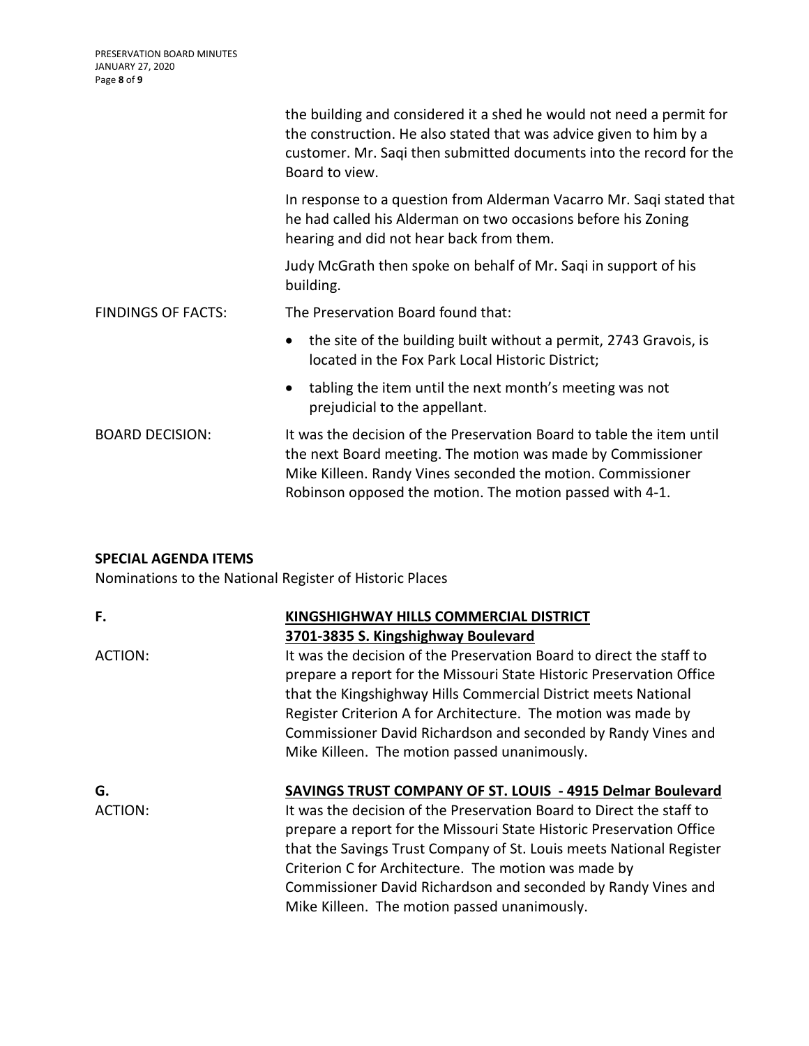the building and considered it a shed he would not need a permit for the construction. He also stated that was advice given to him by a customer. Mr. Saqi then submitted documents into the record for the Board to view.

In response to a question from Alderman Vacarro Mr. Saqi stated that he had called his Alderman on two occasions before his Zoning hearing and did not hear back from them.

Judy McGrath then spoke on behalf of Mr. Saqi in support of his building.

FINDINGS OF FACTS: The Preservation Board found that:

- the site of the building built without a permit, 2743 Gravois, is located in the Fox Park Local Historic District;
- tabling the item until the next month's meeting was not prejudicial to the appellant.

BOARD DECISION: It was the decision of the Preservation Board to table the item until the next Board meeting. The motion was made by Commissioner Mike Killeen. Randy Vines seconded the motion. Commissioner Robinson opposed the motion. The motion passed with 4-1.

**SPECIAL AGENDA ITEMS**

Nominations to the National Register of Historic Places

**F. KINGSHIGHWAY HILLS COMMERCIAL DISTRICT**
**3701-3835 S. Kingshighway Boulevard**

ACTION: It was the decision of the Preservation Board to direct the staff to prepare a report for the Missouri State Historic Preservation Office that the Kingshighway Hills Commercial District meets National Register Criterion A for Architecture. The motion was made by Commissioner David Richardson and seconded by Randy Vines and Mike Killeen. The motion passed unanimously.

**G. SAVINGS TRUST COMPANY OF ST. LOUIS - 4915 Delmar Boulevard**

ACTION: It was the decision of the Preservation Board to Direct the staff to prepare a report for the Missouri State Historic Preservation Office that the Savings Trust Company of St. Louis meets National Register Criterion C for Architecture. The motion was made by Commissioner David Richardson and seconded by Randy Vines and Mike Killeen. The motion passed unanimously.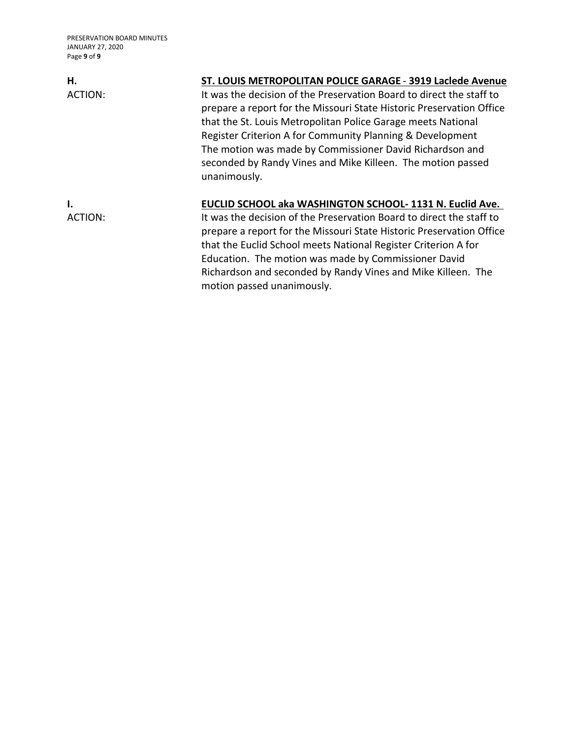**H.** **ST. LOUIS METROPOLITAN POLICE GARAGE - 3919 Laclede Avenue**

ACTION: It was the decision of the Preservation Board to direct the staff to prepare a report for the Missouri State Historic Preservation Office that the St. Louis Metropolitan Police Garage meets National Register Criterion A for Community Planning & Development The motion was made by Commissioner David Richardson and seconded by Randy Vines and Mike Killeen. The motion passed unanimously.

**I.** **EUCLID SCHOOL aka WASHINGTON SCHOOL- 1131 N. Euclid Ave.**

ACTION: It was the decision of the Preservation Board to direct the staff to prepare a report for the Missouri State Historic Preservation Office that the Euclid School meets National Register Criterion A for Education. The motion was made by Commissioner David Richardson and seconded by Randy Vines and Mike Killeen. The motion passed unanimously.